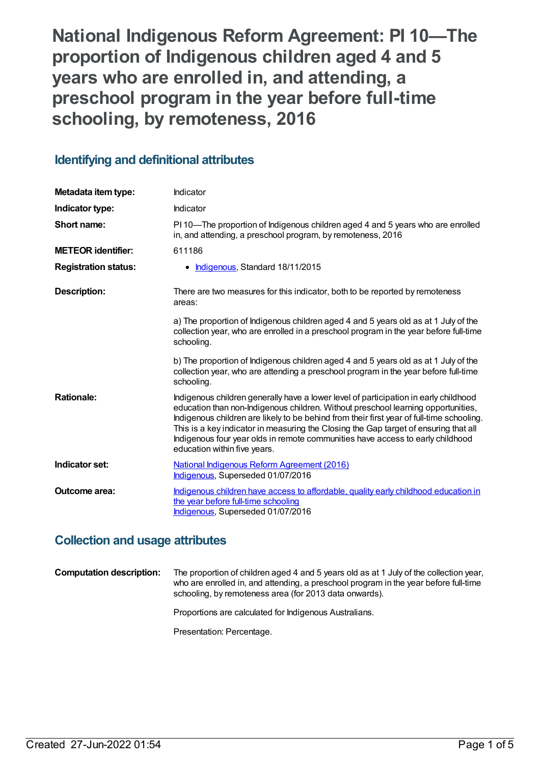# National Indigenous Reform Agreement: PI 10—The proportion of Indigenous children aged 4 and 5 years who are enrolled in, and attending, a preschool program in the year before full-time schooling, by remoteness, 2016

## Identifying and definitional attributes

| | |
|---|---|
| **Metadata item type:** | Indicator |
| **Indicator type:** | Indicator |
| **Short name:** | PI 10—The proportion of Indigenous children aged 4 and 5 years who are enrolled in, and attending, a preschool program, by remoteness, 2016 |
| **METEOR identifier:** | 611186 |
| **Registration status:** | • Indigenous, Standard 18/11/2015 |
| **Description:** | There are two measures for this indicator, both to be reported by remoteness areas:<br><br>a) The proportion of Indigenous children aged 4 and 5 years old as at 1 July of the collection year, who are enrolled in a preschool program in the year before full-time schooling.<br><br>b) The proportion of Indigenous children aged 4 and 5 years old as at 1 July of the collection year, who are attending a preschool program in the year before full-time schooling. |
| **Rationale:** | Indigenous children generally have a lower level of participation in early childhood education than non-Indigenous children. Without preschool learning opportunities, Indigenous children are likely to be behind from their first year of full-time schooling. This is a key indicator in measuring the Closing the Gap target of ensuring that all Indigenous four year olds in remote communities have access to early childhood education within five years. |
| **Indicator set:** | National Indigenous Reform Agreement (2016)<br>Indigenous, Superseded 01/07/2016 |
| **Outcome area:** | Indigenous children have access to affordable, quality early childhood education in the year before full-time schooling<br>Indigenous, Superseded 01/07/2016 |

## Collection and usage attributes

| | |
|---|---|
| **Computation description:** | The proportion of children aged 4 and 5 years old as at 1 July of the collection year, who are enrolled in, and attending, a preschool program in the year before full-time schooling, by remoteness area (for 2013 data onwards).<br><br>Proportions are calculated for Indigenous Australians.<br><br>Presentation: Percentage. |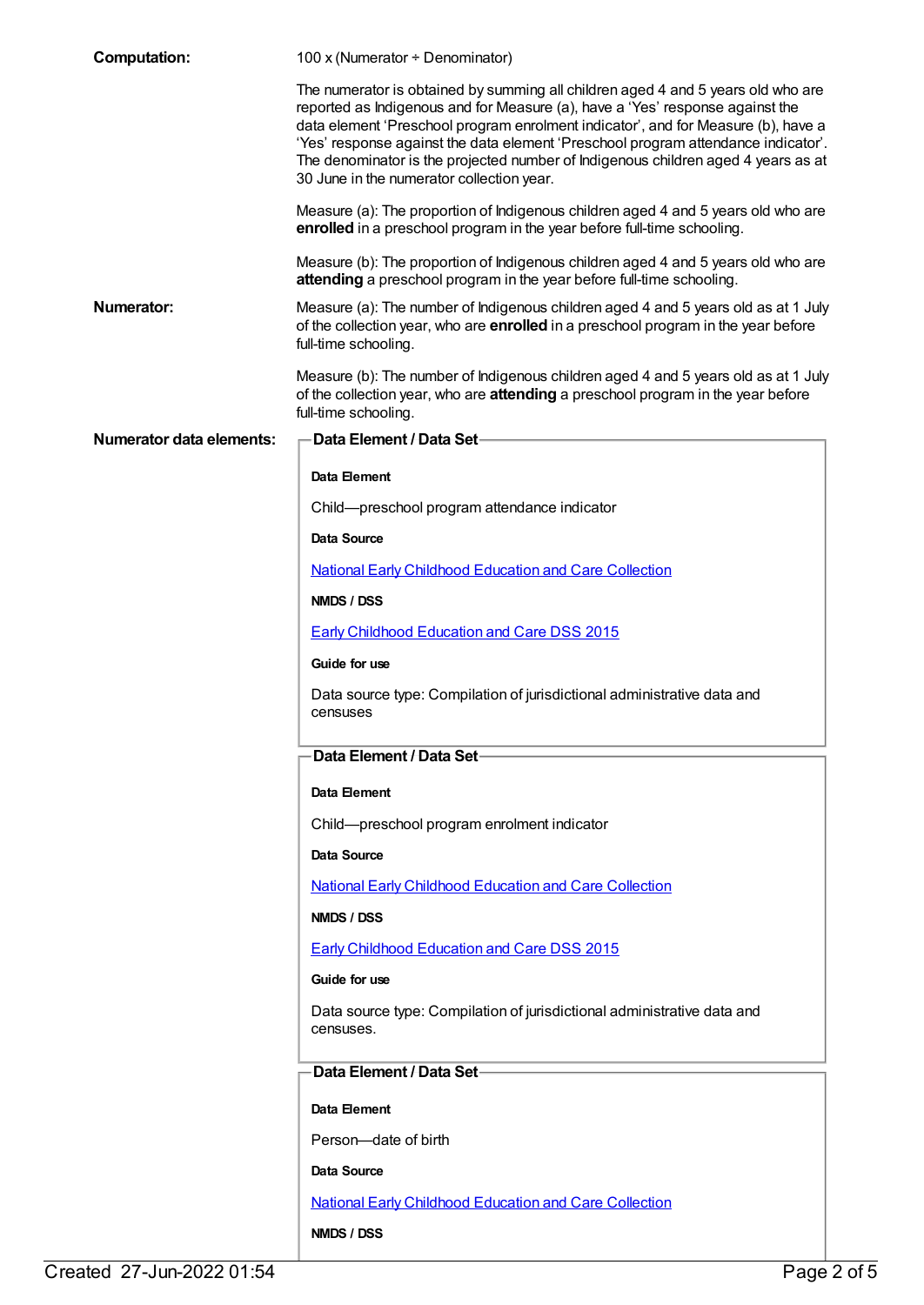**Computation:** 100 x (Numerator ÷ Denominator)

The numerator is obtained by summing all children aged 4 and 5 years old who are reported as Indigenous and for Measure (a), have a 'Yes' response against the data element 'Preschool program enrolment indicator', and for Measure (b), have a 'Yes' response against the data element 'Preschool program attendance indicator'. The denominator is the projected number of Indigenous children aged 4 years as at 30 June in the numerator collection year.

Measure (a): The proportion of Indigenous children aged 4 and 5 years old who are **enrolled** in a preschool program in the year before full-time schooling.

Measure (b): The proportion of Indigenous children aged 4 and 5 years old who are **attending** a preschool program in the year before full-time schooling.

**Numerator:** Measure (a): The number of Indigenous children aged 4 and 5 years old as at 1 July of the collection year, who are **enrolled** in a preschool program in the year before full-time schooling.

Measure (b): The number of Indigenous children aged 4 and 5 years old as at 1 July of the collection year, who are **attending** a preschool program in the year before full-time schooling.

**Numerator data elements:**

**Data Element / Data Set**

**Data Element**

Child—preschool program attendance indicator

**Data Source**

National Early Childhood Education and Care Collection

**NMDS / DSS**

Early Childhood Education and Care DSS 2015

**Guide for use**

Data source type: Compilation of jurisdictional administrative data and censuses

**Data Element / Data Set**

**Data Element**

Child—preschool program enrolment indicator

**Data Source**

National Early Childhood Education and Care Collection

**NMDS / DSS**

Early Childhood Education and Care DSS 2015

**Guide for use**

Data source type: Compilation of jurisdictional administrative data and censuses.

**Data Element / Data Set**

**Data Element**

Person—date of birth

**Data Source**

National Early Childhood Education and Care Collection

**NMDS / DSS**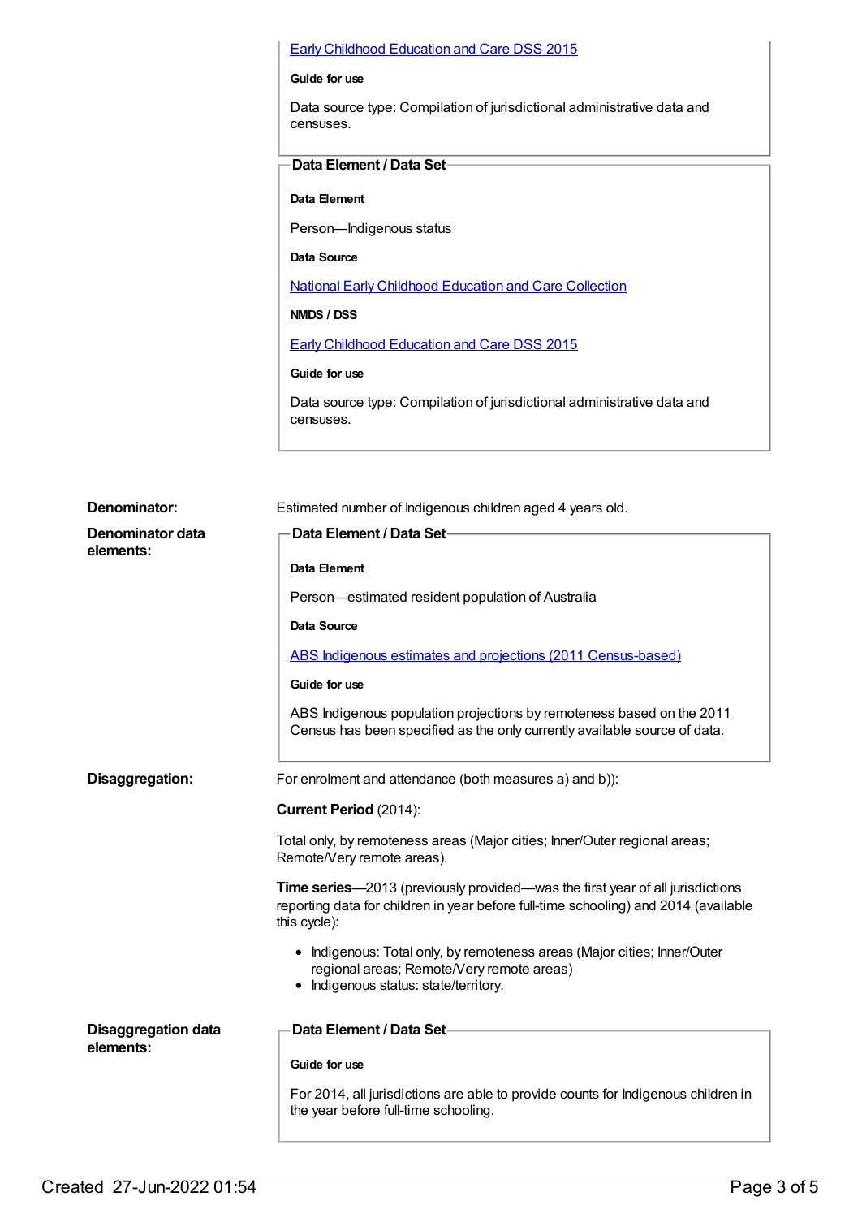[Early Childhood Education and Care DSS 2015]

**Guide for use**

Data source type: Compilation of jurisdictional administrative data and censuses.

**Data Element / Data Set**

**Data Element**

Person—Indigenous status

**Data Source**

[National Early Childhood Education and Care Collection]

**NMDS / DSS**

[Early Childhood Education and Care DSS 2015]

**Guide for use**

Data source type: Compilation of jurisdictional administrative data and censuses.

**Denominator:**

Estimated number of Indigenous children aged 4 years old.

**Denominator data elements:**

**Data Element / Data Set**

**Data Element**

Person—estimated resident population of Australia

**Data Source**

[ABS Indigenous estimates and projections (2011 Census-based)]

**Guide for use**

ABS Indigenous population projections by remoteness based on the 2011 Census has been specified as the only currently available source of data.

**Disaggregation:**

For enrolment and attendance (both measures a) and b)):

**Current Period** (2014):

Total only, by remoteness areas (Major cities; Inner/Outer regional areas; Remote/Very remote areas).

**Time series—**2013 (previously provided—was the first year of all jurisdictions reporting data for children in year before full-time schooling) and 2014 (available this cycle):

- Indigenous: Total only, by remoteness areas (Major cities; Inner/Outer regional areas; Remote/Very remote areas)
- Indigenous status: state/territory.

**Disaggregation data elements:**

**Data Element / Data Set**

**Guide for use**

For 2014, all jurisdictions are able to provide counts for Indigenous children in the year before full-time schooling.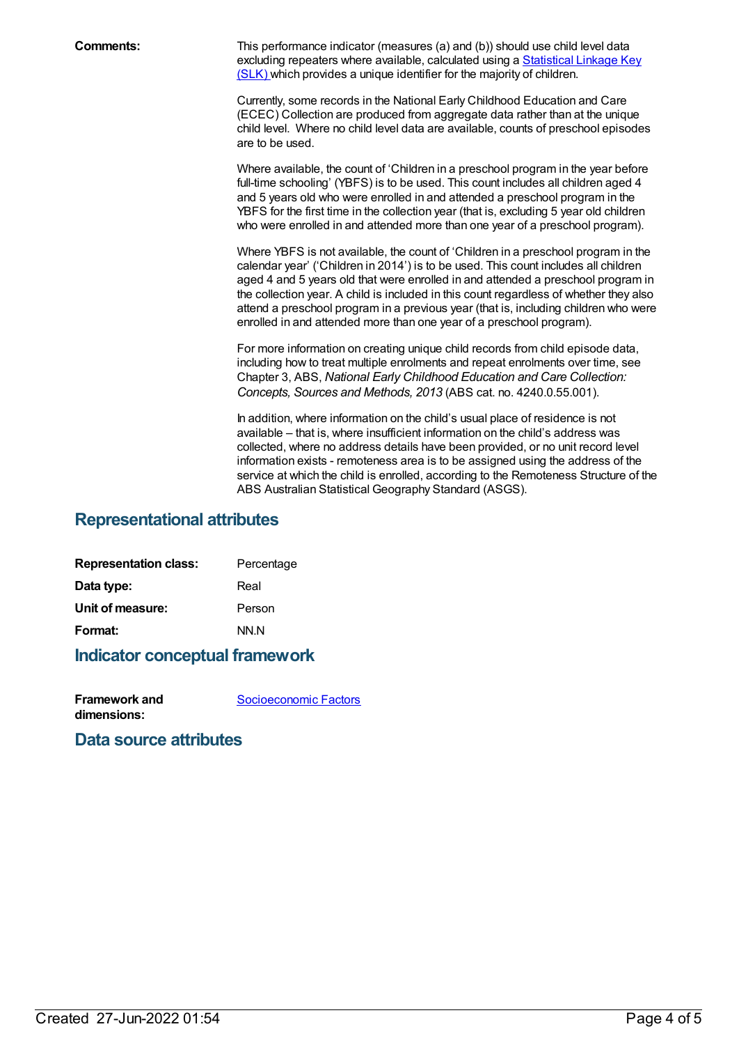**Comments:**

This performance indicator (measures (a) and (b)) should use child level data excluding repeaters where available, calculated using a [Statistical Linkage Key (SLK)](#) which provides a unique identifier for the majority of children.

Currently, some records in the National Early Childhood Education and Care (ECEC) Collection are produced from aggregate data rather than at the unique child level. Where no child level data are available, counts of preschool episodes are to be used.

Where available, the count of 'Children in a preschool program in the year before full-time schooling' (YBFS) is to be used. This count includes all children aged 4 and 5 years old who were enrolled in and attended a preschool program in the YBFS for the first time in the collection year (that is, excluding 5 year old children who were enrolled in and attended more than one year of a preschool program).

Where YBFS is not available, the count of 'Children in a preschool program in the calendar year' ('Children in 2014') is to be used. This count includes all children aged 4 and 5 years old that were enrolled in and attended a preschool program in the collection year. A child is included in this count regardless of whether they also attend a preschool program in a previous year (that is, including children who were enrolled in and attended more than one year of a preschool program).

For more information on creating unique child records from child episode data, including how to treat multiple enrolments and repeat enrolments over time, see Chapter 3, ABS, *National Early Childhood Education and Care Collection: Concepts, Sources and Methods, 2013* (ABS cat. no. 4240.0.55.001).

In addition, where information on the child's usual place of residence is not available – that is, where insufficient information on the child's address was collected, where no address details have been provided, or no unit record level information exists - remoteness area is to be assigned using the address of the service at which the child is enrolled, according to the Remoteness Structure of the ABS Australian Statistical Geography Standard (ASGS).

## Representational attributes

**Representation class:** Percentage

**Data type:** Real

**Unit of measure:** Person

**Format:** NN.N

## Indicator conceptual framework

**Framework and dimensions:** [Socioeconomic Factors](#)

## Data source attributes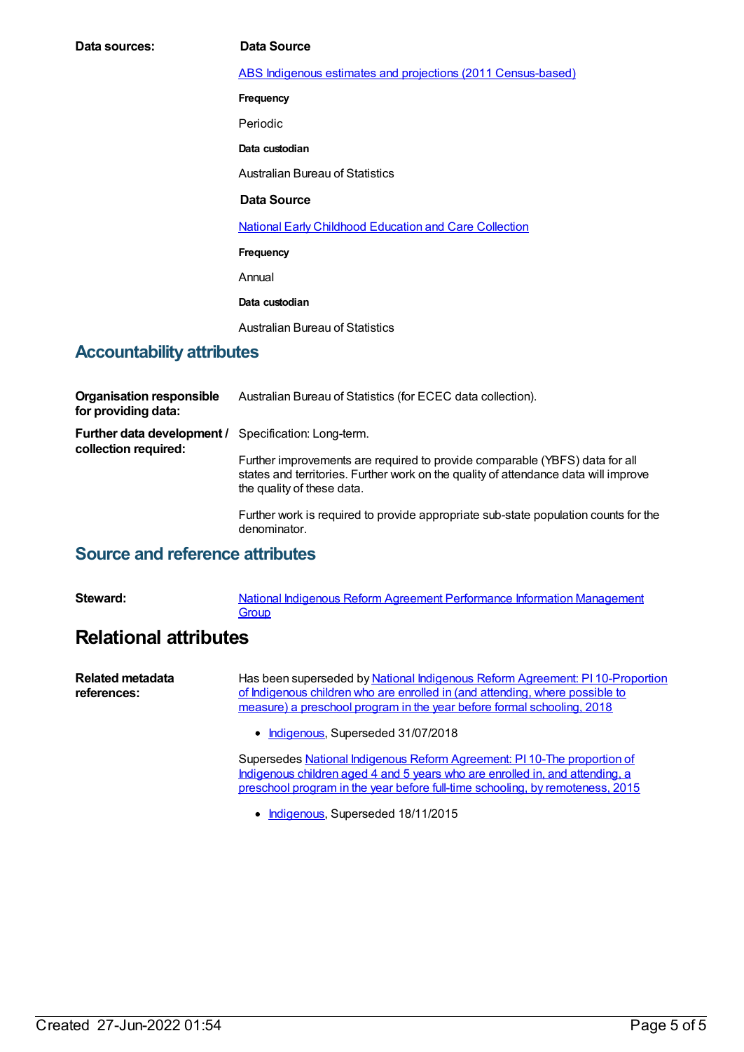**Data sources:**

**Data Source**

ABS Indigenous estimates and projections (2011 Census-based)

**Frequency**

Periodic

**Data custodian**

Australian Bureau of Statistics

**Data Source**

National Early Childhood Education and Care Collection

**Frequency**

Annual

**Data custodian**

Australian Bureau of Statistics

## Accountability attributes

**Organisation responsible for providing data:** Australian Bureau of Statistics (for ECEC data collection).

**Further data development / collection required:** Specification: Long-term.

Further improvements are required to provide comparable (YBFS) data for all states and territories. Further work on the quality of attendance data will improve the quality of these data.

Further work is required to provide appropriate sub-state population counts for the denominator.

## Source and reference attributes

**Steward:** National Indigenous Reform Agreement Performance Information Management Group

# Relational attributes

**Related metadata references:**

Has been superseded by National Indigenous Reform Agreement: PI 10-Proportion of Indigenous children who are enrolled in (and attending, where possible to measure) a preschool program in the year before formal schooling, 2018

- Indigenous, Superseded 31/07/2018

Supersedes National Indigenous Reform Agreement: PI 10-The proportion of Indigenous children aged 4 and 5 years who are enrolled in, and attending, a preschool program in the year before full-time schooling, by remoteness, 2015

- Indigenous, Superseded 18/11/2015